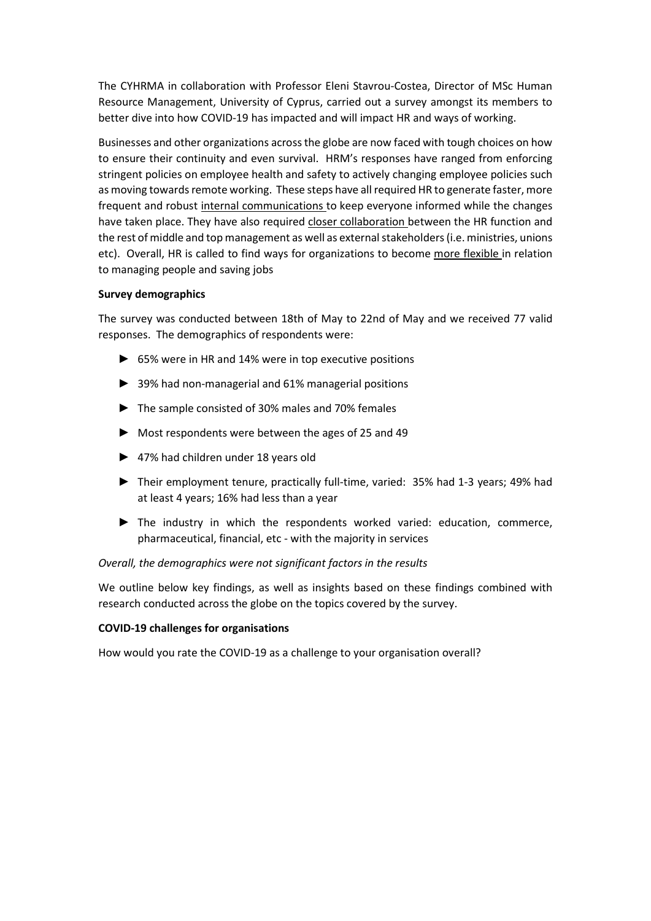The CYHRMA in collaboration with Professor Eleni Stavrou-Costea, Director of MSc Human Resource Management, University of Cyprus, carried out a survey amongst its members to better dive into how COVID-19 has impacted and will impact HR and ways of working.

Businesses and other organizations across the globe are now faced with tough choices on how to ensure their continuity and even survival. HRM's responses have ranged from enforcing stringent policies on employee health and safety to actively changing employee policies such as moving towards remote working. These steps have all required HR to generate faster, more frequent and robust <u>internal communications</u> to keep everyone informed while the changes have taken place. They have also required <u>closer collaboration</u> between the HR function and the rest of middle and top management as well as external stakeholders (i.e. ministries, unions etc). Overall, HR is called to find ways for organizations to become <u>more flexible</u> in relation to managing people and saving jobs

**Survey demographics**

The survey was conducted between 18th of May to 22nd of May and we received 77 valid responses. The demographics of respondents were:

- 65% were in HR and 14% were in top executive positions
- 39% had non-managerial and 61% managerial positions
- The sample consisted of 30% males and 70% females
- Most respondents were between the ages of 25 and 49
- 47% had children under 18 years old
- Their employment tenure, practically full-time, varied: 35% had 1-3 years; 49% had at least 4 years; 16% had less than a year
- The industry in which the respondents worked varied: education, commerce, pharmaceutical, financial, etc - with the majority in services

*Overall, the demographics were not significant factors in the results*

We outline below key findings, as well as insights based on these findings combined with research conducted across the globe on the topics covered by the survey.

**COVID-19 challenges for organisations**

How would you rate the COVID-19 as a challenge to your organisation overall?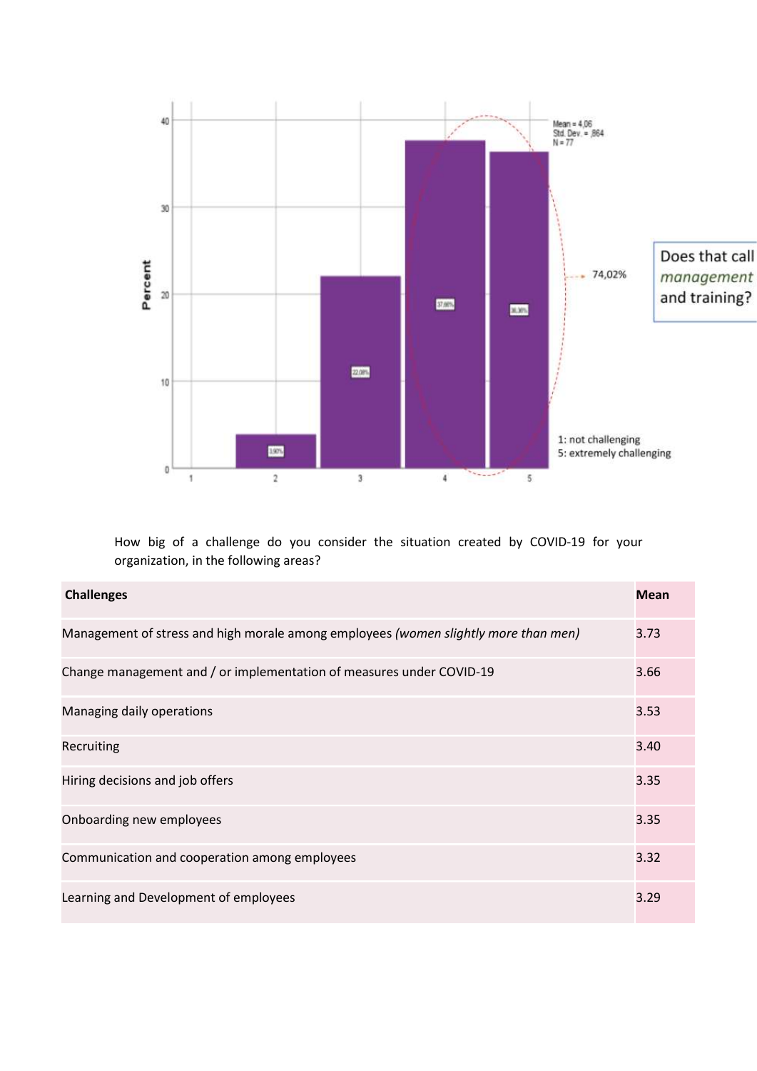Does that call *management* and training?

How big of a challenge do you consider the situation created by COVID-19 for your organization, in the following areas?

| **Challenges** | **Mean** |
| --- | --- |
| Management of stress and high morale among employees *(women slightly more than men)* | 3.73 |
| Change management and / or implementation of measures under COVID-19 | 3.66 |
| Managing daily operations | 3.53 |
| Recruiting | 3.40 |
| Hiring decisions and job offers | 3.35 |
| Onboarding new employees | 3.35 |
| Communication and cooperation among employees | 3.32 |
| Learning and Development of employees | 3.29 |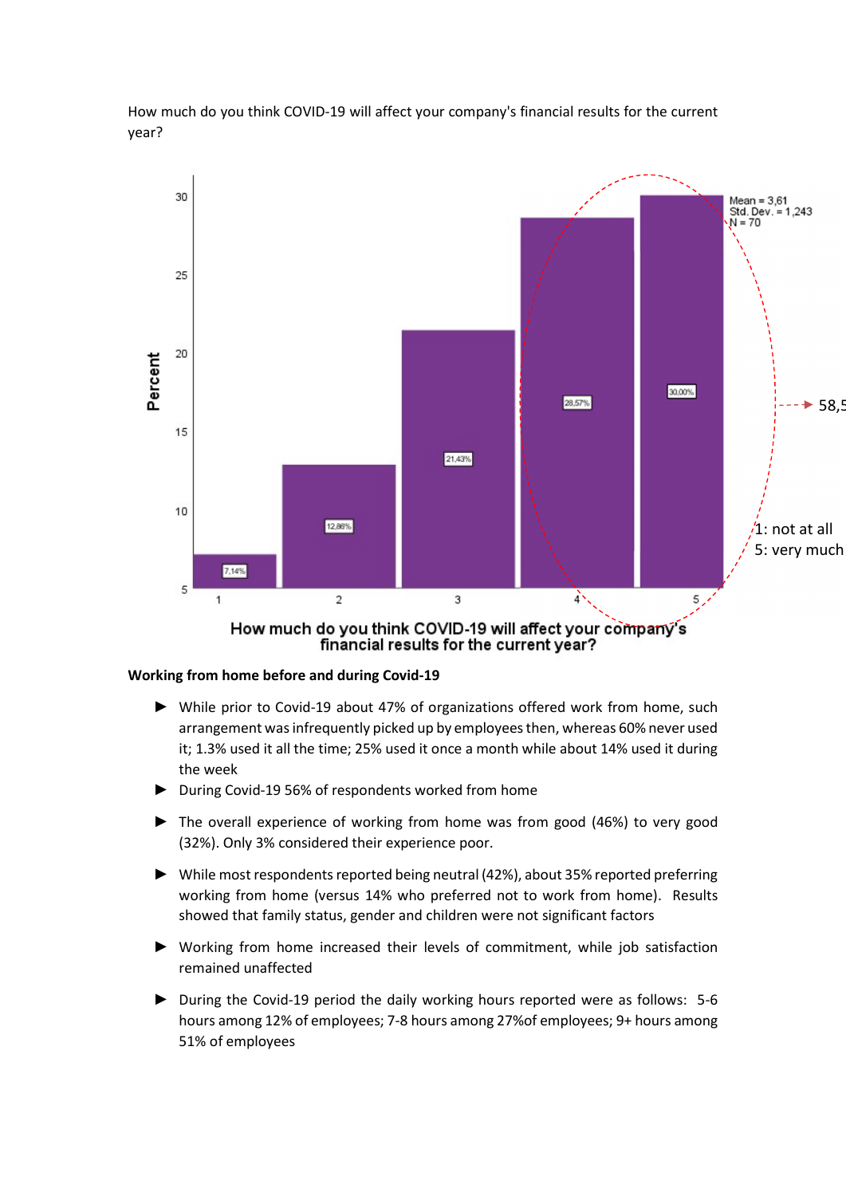How much do you think COVID-19 will affect your company's financial results for the current year?

**Working from home before and during Covid-19**

- While prior to Covid-19 about 47% of organizations offered work from home, such arrangement was infrequently picked up by employees then, whereas 60% never used it; 1.3% used it all the time; 25% used it once a month while about 14% used it during the week
- During Covid-19 56% of respondents worked from home
- The overall experience of working from home was from good (46%) to very good (32%). Only 3% considered their experience poor.
- While most respondents reported being neutral (42%), about 35% reported preferring working from home (versus 14% who preferred not to work from home). Results showed that family status, gender and children were not significant factors
- Working from home increased their levels of commitment, while job satisfaction remained unaffected
- During the Covid-19 period the daily working hours reported were as follows: 5-6 hours among 12% of employees; 7-8 hours among 27%of employees; 9+ hours among 51% of employees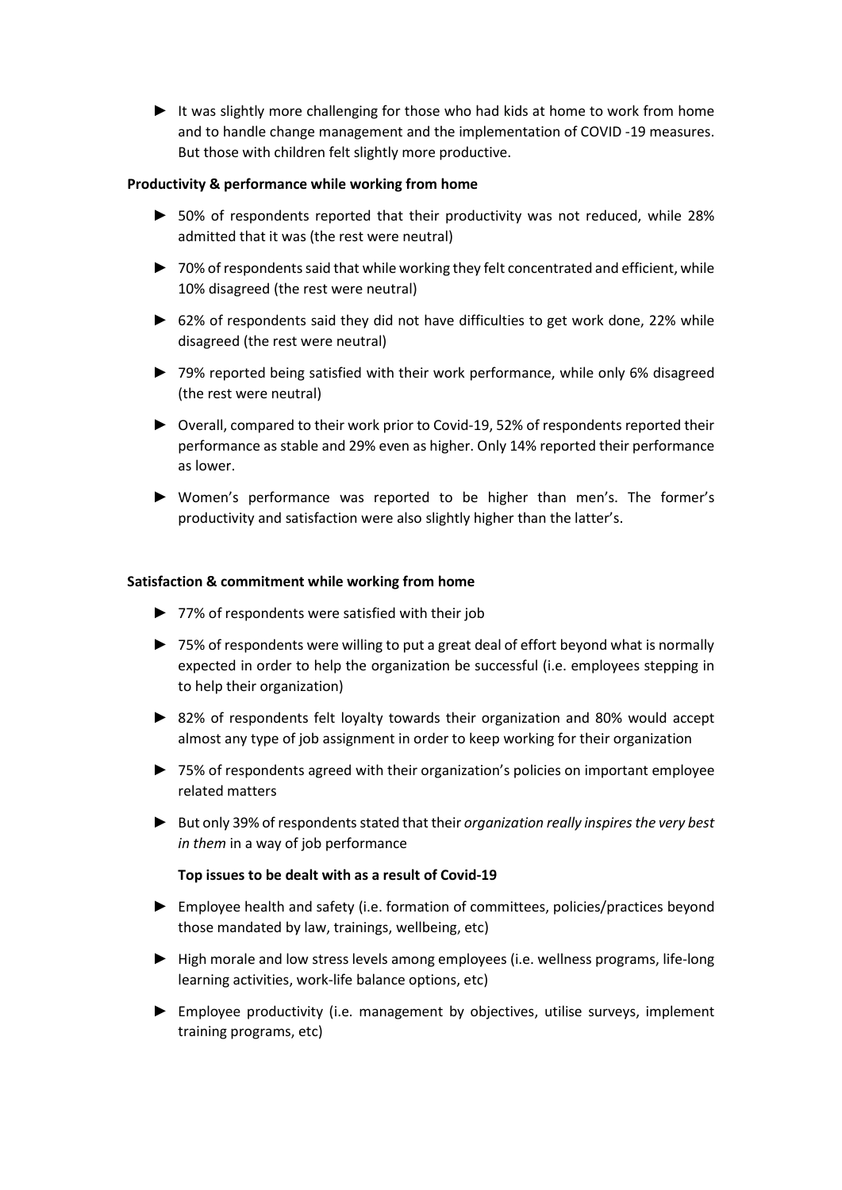- ► It was slightly more challenging for those who had kids at home to work from home and to handle change management and the implementation of COVID -19 measures. But those with children felt slightly more productive.

**Productivity & performance while working from home**

- ► 50% of respondents reported that their productivity was not reduced, while 28% admitted that it was (the rest were neutral)
- ► 70% of respondents said that while working they felt concentrated and efficient, while 10% disagreed (the rest were neutral)
- ► 62% of respondents said they did not have difficulties to get work done, 22% while disagreed (the rest were neutral)
- ► 79% reported being satisfied with their work performance, while only 6% disagreed (the rest were neutral)
- ► Overall, compared to their work prior to Covid-19, 52% of respondents reported their performance as stable and 29% even as higher. Only 14% reported their performance as lower.
- ► Women's performance was reported to be higher than men's. The former's productivity and satisfaction were also slightly higher than the latter's.

**Satisfaction & commitment while working from home**

- ► 77% of respondents were satisfied with their job
- ► 75% of respondents were willing to put a great deal of effort beyond what is normally expected in order to help the organization be successful (i.e. employees stepping in to help their organization)
- ► 82% of respondents felt loyalty towards their organization and 80% would accept almost any type of job assignment in order to keep working for their organization
- ► 75% of respondents agreed with their organization's policies on important employee related matters
- ► But only 39% of respondents stated that their *organization really inspires the very best in them* in a way of job performance

**Top issues to be dealt with as a result of Covid-19**

- ► Employee health and safety (i.e. formation of committees, policies/practices beyond those mandated by law, trainings, wellbeing, etc)
- ► High morale and low stress levels among employees (i.e. wellness programs, life-long learning activities, work-life balance options, etc)
- ► Employee productivity (i.e. management by objectives, utilise surveys, implement training programs, etc)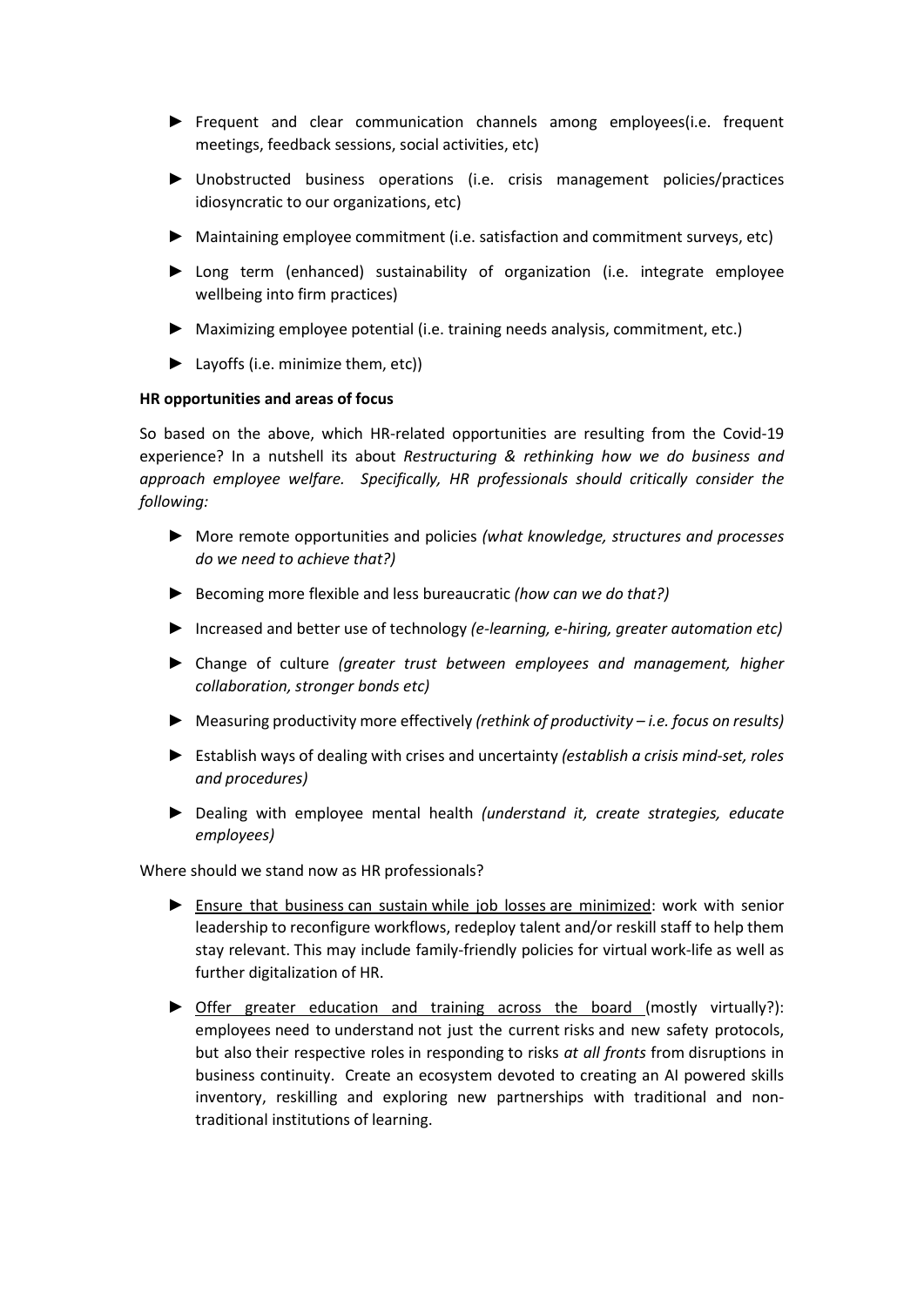- Frequent and clear communication channels among employees(i.e. frequent meetings, feedback sessions, social activities, etc)
- Unobstructed business operations (i.e. crisis management policies/practices idiosyncratic to our organizations, etc)
- Maintaining employee commitment (i.e. satisfaction and commitment surveys, etc)
- Long term (enhanced) sustainability of organization (i.e. integrate employee wellbeing into firm practices)
- Maximizing employee potential (i.e. training needs analysis, commitment, etc.)
- Layoffs (i.e. minimize them, etc))

**HR opportunities and areas of focus**

So based on the above, which HR-related opportunities are resulting from the Covid-19 experience? In a nutshell its about *Restructuring & rethinking how we do business and approach employee welfare. Specifically, HR professionals should critically consider the following:*

- More remote opportunities and policies *(what knowledge, structures and processes do we need to achieve that?)*
- Becoming more flexible and less bureaucratic *(how can we do that?)*
- Increased and better use of technology *(e-learning, e-hiring, greater automation etc)*
- Change of culture *(greater trust between employees and management, higher collaboration, stronger bonds etc)*
- Measuring productivity more effectively *(rethink of productivity – i.e. focus on results)*
- Establish ways of dealing with crises and uncertainty *(establish a crisis mind-set, roles and procedures)*
- Dealing with employee mental health *(understand it, create strategies, educate employees)*

Where should we stand now as HR professionals?

- <u>Ensure that business can sustain while job losses are minimized</u>: work with senior leadership to reconfigure workflows, redeploy talent and/or reskill staff to help them stay relevant. This may include family-friendly policies for virtual work-life as well as further digitalization of HR.
- <u>Offer greater education and training across the board</u> (mostly virtually?): employees need to understand not just the current risks and new safety protocols, but also their respective roles in responding to risks *at all fronts* from disruptions in business continuity. Create an ecosystem devoted to creating an AI powered skills inventory, reskilling and exploring new partnerships with traditional and non-traditional institutions of learning.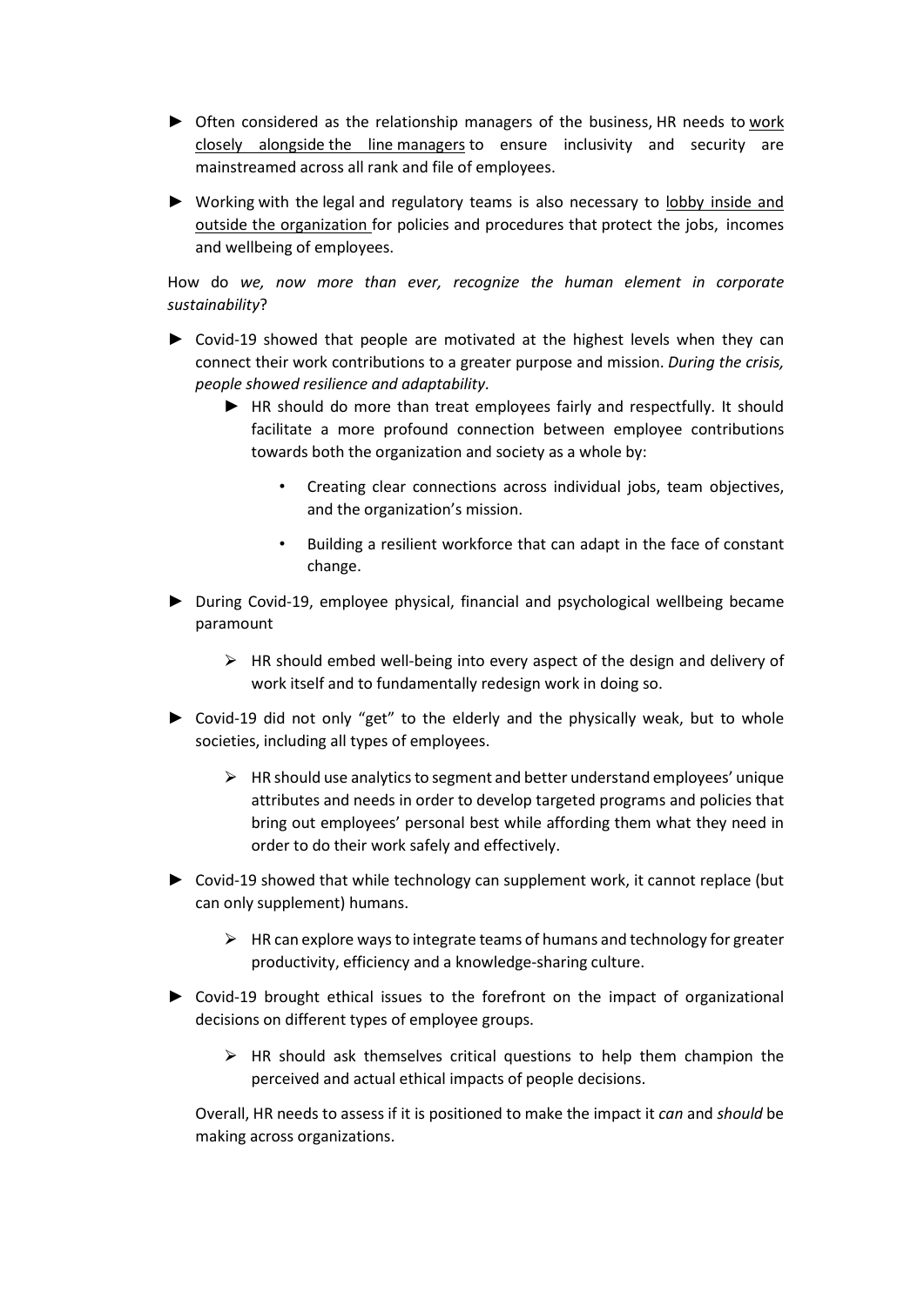- ► Often considered as the relationship managers of the business, HR needs to <u>work closely alongside the line managers</u> to ensure inclusivity and security are mainstreamed across all rank and file of employees.

- ► Working with the legal and regulatory teams is also necessary to <u>lobby inside and outside the organization</u> for policies and procedures that protect the jobs, incomes and wellbeing of employees.

How do *we, now more than ever, recognize the human element in corporate sustainability*?

- ► Covid-19 showed that people are motivated at the highest levels when they can connect their work contributions to a greater purpose and mission. *During the crisis, people showed resilience and adaptability*.
    - ► HR should do more than treat employees fairly and respectfully. It should facilitate a more profound connection between employee contributions towards both the organization and society as a whole by:
        - Creating clear connections across individual jobs, team objectives, and the organization's mission.
        - Building a resilient workforce that can adapt in the face of constant change.

- ► During Covid-19, employee physical, financial and psychological wellbeing became paramount
    - ➢ HR should embed well-being into every aspect of the design and delivery of work itself and to fundamentally redesign work in doing so.

- ► Covid-19 did not only "get" to the elderly and the physically weak, but to whole societies, including all types of employees.
    - ➢ HR should use analytics to segment and better understand employees' unique attributes and needs in order to develop targeted programs and policies that bring out employees' personal best while affording them what they need in order to do their work safely and effectively.

- ► Covid-19 showed that while technology can supplement work, it cannot replace (but can only supplement) humans.
    - ➢ HR can explore ways to integrate teams of humans and technology for greater productivity, efficiency and a knowledge-sharing culture.

- ► Covid-19 brought ethical issues to the forefront on the impact of organizational decisions on different types of employee groups.
    - ➢ HR should ask themselves critical questions to help them champion the perceived and actual ethical impacts of people decisions.

Overall, HR needs to assess if it is positioned to make the impact it *can* and *should* be making across organizations.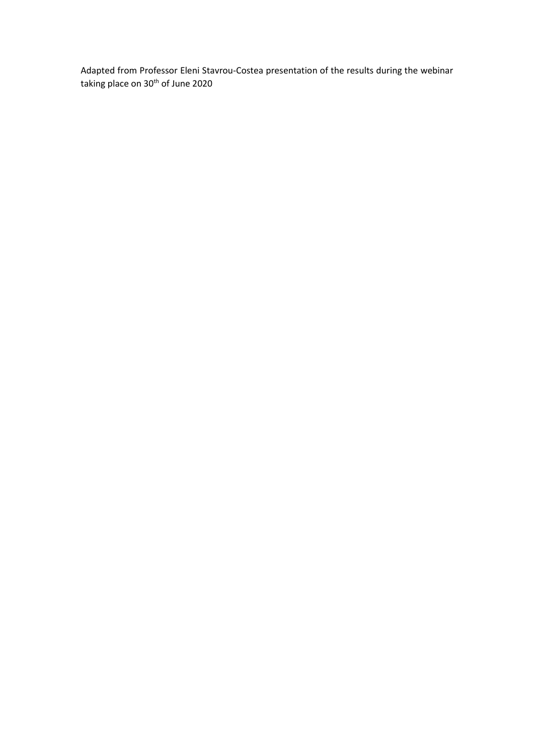Adapted from Professor Eleni Stavrou-Costea presentation of the results during the webinar taking place on 30th of June 2020